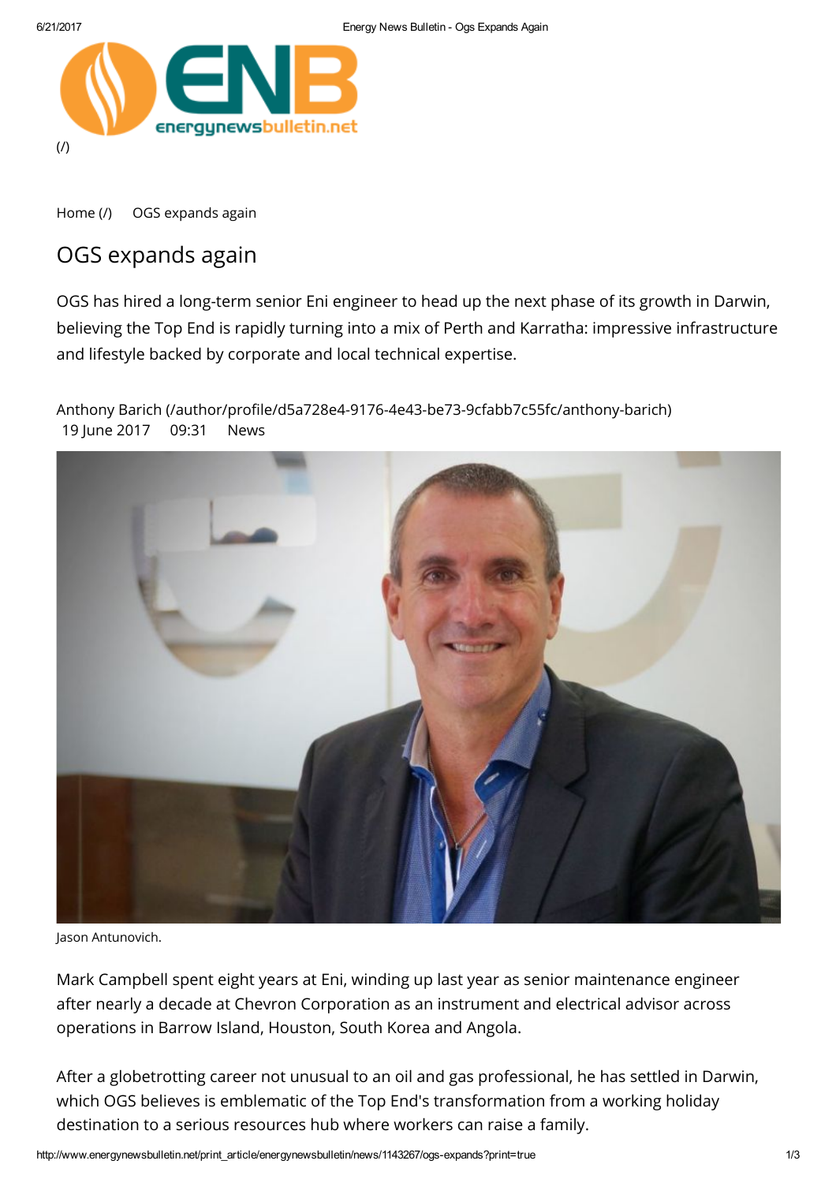(/)

Home (/) OGS expands again

# OGS expands again

OGS has hired a long-term senior Eni engineer to head up the next phase of its growth in Darwin, believing the Top End is rapidly turning into a mix of Perth and Karratha: impressive infrastructure and lifestyle backed by corporate and local technical expertise.

Anthony Barich (/author/profile/d5a728e4-9176-4e43-be73-9cfabb7c55fc/anthony-barich)
19 June 2017 09:31 News

Jason Antunovich.

Mark Campbell spent eight years at Eni, winding up last year as senior maintenance engineer after nearly a decade at Chevron Corporation as an instrument and electrical advisor across operations in Barrow Island, Houston, South Korea and Angola.

After a globetrotting career not unusual to an oil and gas professional, he has settled in Darwin, which OGS believes is emblematic of the Top End's transformation from a working holiday destination to a serious resources hub where workers can raise a family.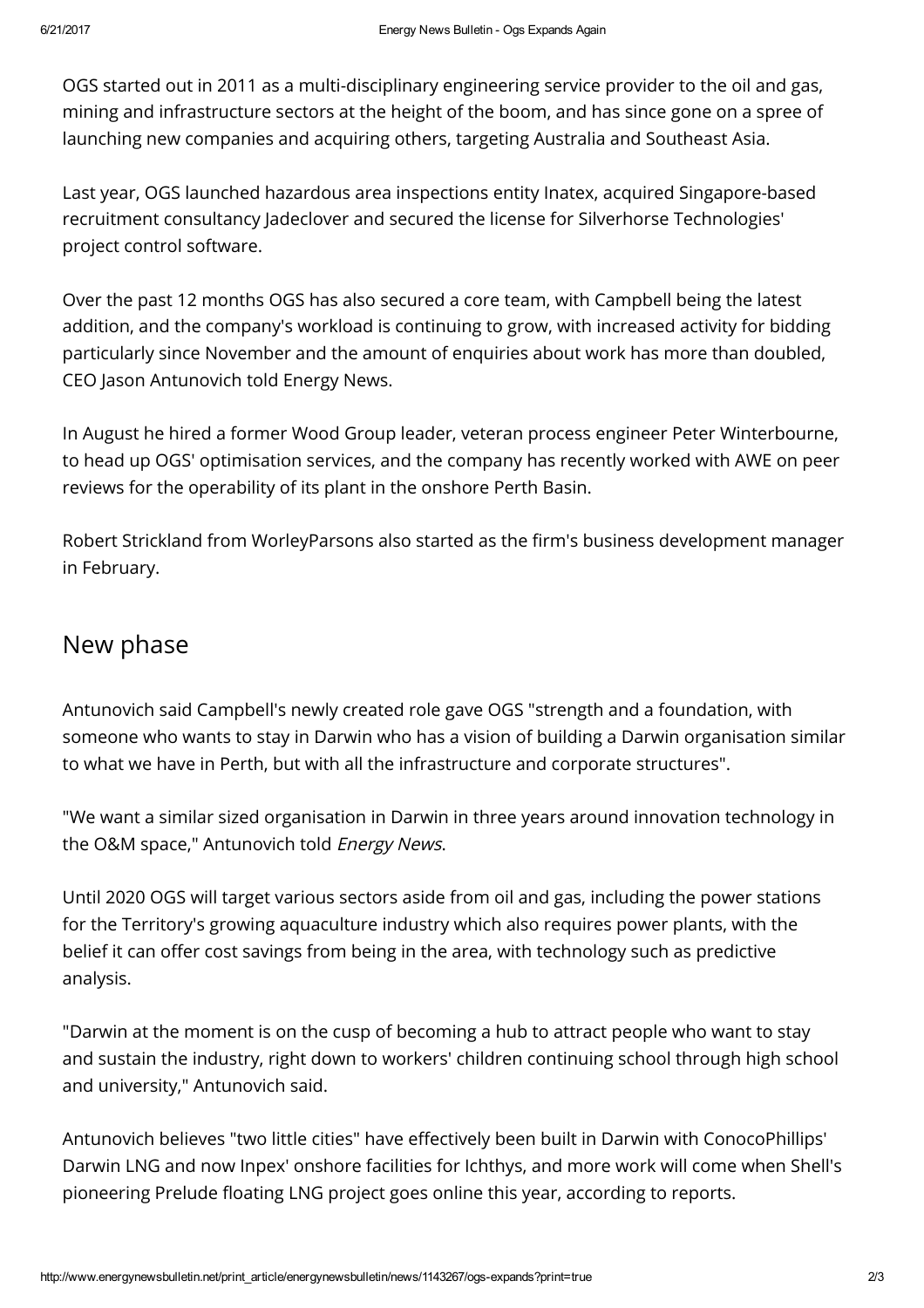OGS started out in 2011 as a multi-disciplinary engineering service provider to the oil and gas, mining and infrastructure sectors at the height of the boom, and has since gone on a spree of launching new companies and acquiring others, targeting Australia and Southeast Asia.

Last year, OGS launched hazardous area inspections entity Inatex, acquired Singapore-based recruitment consultancy Jadeclover and secured the license for Silverhorse Technologies' project control software.

Over the past 12 months OGS has also secured a core team, with Campbell being the latest addition, and the company's workload is continuing to grow, with increased activity for bidding particularly since November and the amount of enquiries about work has more than doubled, CEO Jason Antunovich told Energy News.

In August he hired a former Wood Group leader, veteran process engineer Peter Winterbourne, to head up OGS' optimisation services, and the company has recently worked with AWE on peer reviews for the operability of its plant in the onshore Perth Basin.

Robert Strickland from WorleyParsons also started as the firm's business development manager in February.

## New phase

Antunovich said Campbell's newly created role gave OGS "strength and a foundation, with someone who wants to stay in Darwin who has a vision of building a Darwin organisation similar to what we have in Perth, but with all the infrastructure and corporate structures".

"We want a similar sized organisation in Darwin in three years around innovation technology in the O&M space," Antunovich told *Energy News*.

Until 2020 OGS will target various sectors aside from oil and gas, including the power stations for the Territory's growing aquaculture industry which also requires power plants, with the belief it can offer cost savings from being in the area, with technology such as predictive analysis.

"Darwin at the moment is on the cusp of becoming a hub to attract people who want to stay and sustain the industry, right down to workers' children continuing school through high school and university," Antunovich said.

Antunovich believes "two little cities" have effectively been built in Darwin with ConocoPhillips' Darwin LNG and now Inpex' onshore facilities for Ichthys, and more work will come when Shell's pioneering Prelude floating LNG project goes online this year, according to reports.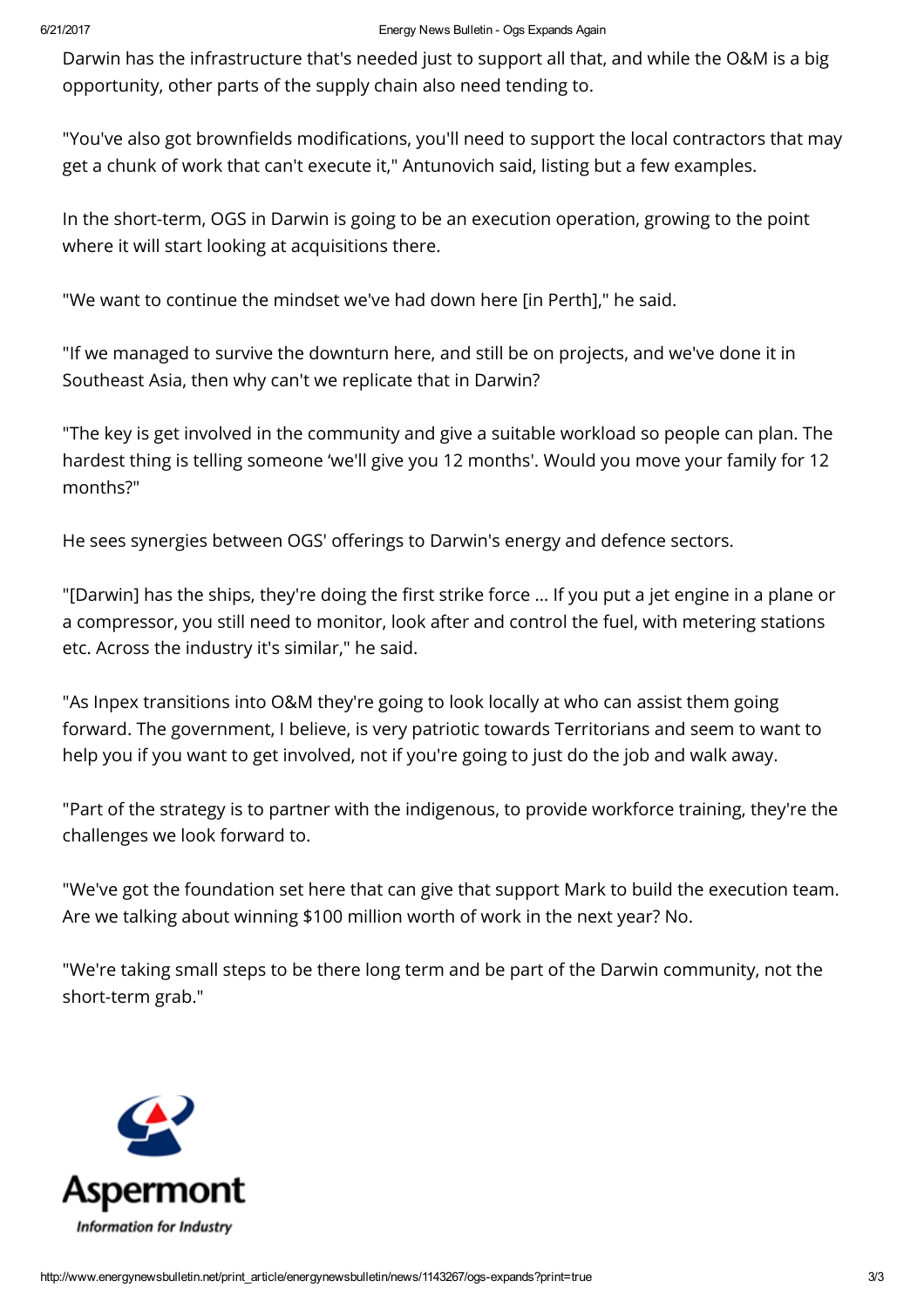Darwin has the infrastructure that's needed just to support all that, and while the O&M is a big opportunity, other parts of the supply chain also need tending to.

"You've also got brownfields modifications, you'll need to support the local contractors that may get a chunk of work that can't execute it," Antunovich said, listing but a few examples.

In the short-term, OGS in Darwin is going to be an execution operation, growing to the point where it will start looking at acquisitions there.

"We want to continue the mindset we've had down here [in Perth]," he said.

"If we managed to survive the downturn here, and still be on projects, and we've done it in Southeast Asia, then why can't we replicate that in Darwin?

"The key is get involved in the community and give a suitable workload so people can plan. The hardest thing is telling someone 'we'll give you 12 months'. Would you move your family for 12 months?"

He sees synergies between OGS' offerings to Darwin's energy and defence sectors.

"[Darwin] has the ships, they're doing the first strike force ... If you put a jet engine in a plane or a compressor, you still need to monitor, look after and control the fuel, with metering stations etc. Across the industry it's similar," he said.

"As Inpex transitions into O&M they're going to look locally at who can assist them going forward. The government, I believe, is very patriotic towards Territorians and seem to want to help you if you want to get involved, not if you're going to just do the job and walk away.

"Part of the strategy is to partner with the indigenous, to provide workforce training, they're the challenges we look forward to.

"We've got the foundation set here that can give that support Mark to build the execution team. Are we talking about winning $100 million worth of work in the next year? No.

"We're taking small steps to be there long term and be part of the Darwin community, not the short-term grab."

Aspermont

*Information for Industry*